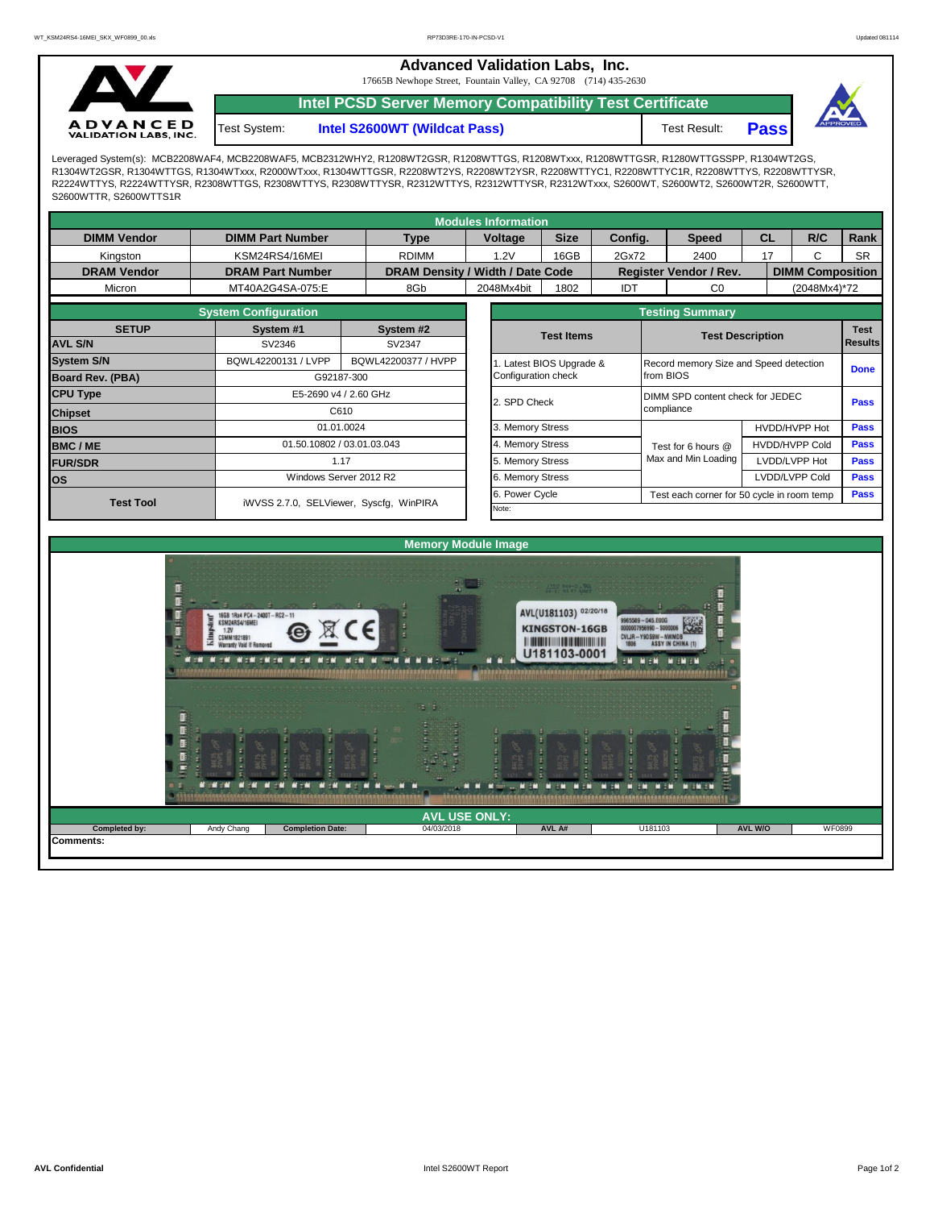# Advanced Validation Labs, Inc.

17665B Newhope Street, Fountain Valley, CA 92708 (714) 435-2630

## Intel PCSD Server Memory Compatibility Test Certificate

Test System: **Intel S2600WT (Wildcat Pass)** Test Result: **Pass**

Leveraged System(s): MCB2208WAF4, MCB2208WAF5, MCB2312WHY2, R1208WT2GSR, R1208WTTGS, R1208WTxxx, R1208WTTGSR, R1280WTTGSSPP, R1304WT2GS, R1304WT2GSR, R1304WTTGS, R1304WTxxx, R2000WTxxx, R1304WTTGSR, R2208WT2YS, R2208WT2YSR, R2208WTTYC1, R2208WTTYC1R, R2208WTTYS, R2208WTTYSR, R2224WTTYS, R2224WTTYSR, R2308WTTGS, R2308WTTYS, R2308WTTYSR, R2312WTTYS, R2312WTTYSR, R2312WTxxx, S2600WT, S2600WT2, S2600WT2R, S2600WTT, S2600WTTR, S2600WTTS1R

### Modules Information

| DIMM Vendor | DIMM Part Number | Type | Voltage | Size | Config. | Speed | CL | R/C | Rank |
|---|---|---|---|---|---|---|---|---|---|
| Kingston | KSM24RS4/16MEI | RDIMM | 1.2V | 16GB | 2Gx72 | 2400 | 17 | C | SR |
| **DRAM Vendor** | **DRAM Part Number** | **DRAM Density / Width / Date Code** | | | **Register Vendor / Rev.** | | **DIMM Composition** | | |
| Micron | MT40A2G4SA-075:E | 8Gb | 2048Mx4bit | 1802 | IDT | C0 | (2048Mx4)*72 | | |

### System Configuration

| SETUP | System #1 | System #2 |
|---|---|---|
| AVL S/N | SV2346 | SV2347 |
| System S/N | BQWL42200131 / LVPP | BQWL42200377 / HVPP |
| Board Rev. (PBA) | G92187-300 | |
| CPU Type | E5-2690 v4 / 2.60 GHz | |
| Chipset | C610 | |
| BIOS | 01.01.0024 | |
| BMC / ME | 01.50.10802 / 03.01.03.043 | |
| FUR/SDR | 1.17 | |
| OS | Windows Server 2012 R2 | |
| Test Tool | iWVSS 2.7.0, SELViewer, Syscfg, WinPIRA | |

### Testing Summary

| Test Items | Test Description | | Test Results |
|---|---|---|---|
| 1. Latest BIOS Upgrade & Configuration check | Record memory Size and Speed detection from BIOS | | Done |
| 2. SPD Check | DIMM SPD content check for JEDEC compliance | | Pass |
| 3. Memory Stress | Test for 6 hours @ Max and Min Loading | HVDD/HVPP Hot | Pass |
| 4. Memory Stress | | HVDD/HVPP Cold | Pass |
| 5. Memory Stress | | LVDD/LVPP Hot | Pass |
| 6. Memory Stress | | LVDD/LVPP Cold | Pass |
| 6. Power Cycle | Test each corner for 50 cycle in room temp | | Pass |
| Note: | | | |

### Memory Module Image

### AVL USE ONLY:

| Completed by: | Andy Chang | Completion Date: | 04/03/2018 | AVL A# | U181103 | AVL W/O | WF0899 |
|---|---|---|---|---|---|---|---|

**Comments:**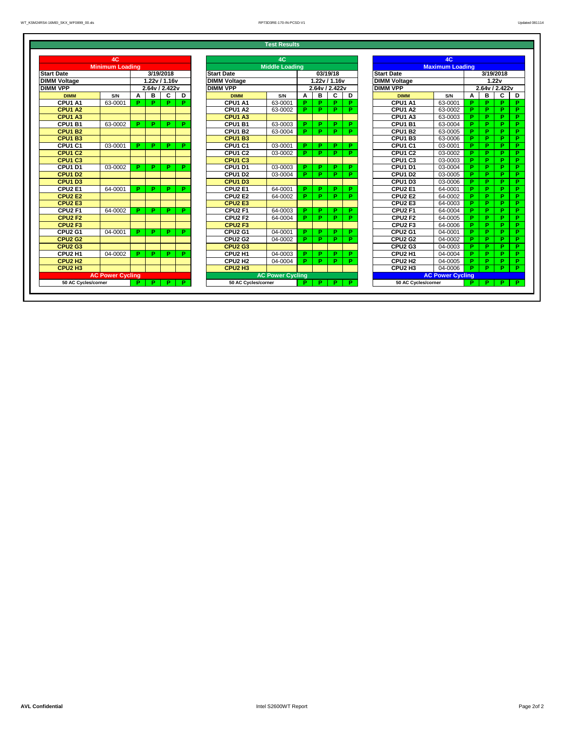## Test Results

| 4C Minimum Loading | | | | | |
|---|---|---|---|---|---|
| Start Date | | 3/19/2018 | | | |
| DIMM Voltage | | 1.22v / 1.16v | | | |
| DIMM VPP | | 2.64v / 2.422v | | | |
| DIMM | S/N | A | B | C | D |
| CPU1 A1 | 63-0001 | P | P | P | P |
| CPU1 A2 | | | | | |
| CPU1 A3 | | | | | |
| CPU1 B1 | 63-0002 | P | P | P | P |
| CPU1 B2 | | | | | |
| CPU1 B3 | | | | | |
| CPU1 C1 | 03-0001 | P | P | P | P |
| CPU1 C2 | | | | | |
| CPU1 C3 | | | | | |
| CPU1 D1 | 03-0002 | P | P | P | P |
| CPU1 D2 | | | | | |
| CPU1 D3 | | | | | |
| CPU2 E1 | 64-0001 | P | P | P | P |
| CPU2 E2 | | | | | |
| CPU2 E3 | | | | | |
| CPU2 F1 | 64-0002 | P | P | P | P |
| CPU2 F2 | | | | | |
| CPU2 F3 | | | | | |
| CPU2 G1 | 04-0001 | P | P | P | P |
| CPU2 G2 | | | | | |
| CPU2 G3 | | | | | |
| CPU2 H1 | 04-0002 | P | P | P | P |
| CPU2 H2 | | | | | |
| CPU2 H3 | | | | | |
| AC Power Cycling | | | | | |
| 50 AC Cycles/corner | | P | P | P | P |

| 4C Middle Loading | | | | | |
|---|---|---|---|---|---|
| Start Date | | 03/19/18 | | | |
| DIMM Voltage | | 1.22v / 1.16v | | | |
| DIMM VPP | | 2.64v / 2.422v | | | |
| DIMM | S/N | A | B | C | D |
| CPU1 A1 | 63-0001 | P | P | P | P |
| CPU1 A2 | 63-0002 | P | P | P | P |
| CPU1 A3 | | | | | |
| CPU1 B1 | 63-0003 | P | P | P | P |
| CPU1 B2 | 63-0004 | P | P | P | P |
| CPU1 B3 | | | | | |
| CPU1 C1 | 03-0001 | P | P | P | P |
| CPU1 C2 | 03-0002 | P | P | P | P |
| CPU1 C3 | | | | | |
| CPU1 D1 | 03-0003 | P | P | P | P |
| CPU1 D2 | 03-0004 | P | P | P | P |
| CPU1 D3 | | | | | |
| CPU2 E1 | 64-0001 | P | P | P | P |
| CPU2 E2 | 64-0002 | P | P | P | P |
| CPU2 E3 | | | | | |
| CPU2 F1 | 64-0003 | P | P | P | P |
| CPU2 F2 | 64-0004 | P | P | P | P |
| CPU2 F3 | | | | | |
| CPU2 G1 | 04-0001 | P | P | P | P |
| CPU2 G2 | 04-0002 | P | P | P | P |
| CPU2 G3 | | | | | |
| CPU2 H1 | 04-0003 | P | P | P | P |
| CPU2 H2 | 04-0004 | P | P | P | P |
| CPU2 H3 | | | | | |
| AC Power Cycling | | | | | |
| 50 AC Cycles/corner | | P | P | P | P |

| 4C Maximum Loading | | | | | |
|---|---|---|---|---|---|
| Start Date | | 3/19/2018 | | | |
| DIMM Voltage | | 1.22v | | | |
| DIMM VPP | | 2.64v / 2.422v | | | |
| DIMM | S/N | A | B | C | D |
| CPU1 A1 | 63-0001 | P | P | P | P |
| CPU1 A2 | 63-0002 | P | P | P | P |
| CPU1 A3 | 63-0003 | P | P | P | P |
| CPU1 B1 | 63-0004 | P | P | P | P |
| CPU1 B2 | 63-0005 | P | P | P | P |
| CPU1 B3 | 63-0006 | P | P | P | P |
| CPU1 C1 | 03-0001 | P | P | P | P |
| CPU1 C2 | 03-0002 | P | P | P | P |
| CPU1 C3 | 03-0003 | P | P | P | P |
| CPU1 D1 | 03-0004 | P | P | P | P |
| CPU1 D2 | 03-0005 | P | P | P | P |
| CPU1 D3 | 03-0006 | P | P | P | P |
| CPU2 E1 | 64-0001 | P | P | P | P |
| CPU2 E2 | 64-0002 | P | P | P | P |
| CPU2 E3 | 64-0003 | P | P | P | P |
| CPU2 F1 | 64-0004 | P | P | P | P |
| CPU2 F2 | 64-0005 | P | P | P | P |
| CPU2 F3 | 64-0006 | P | P | P | P |
| CPU2 G1 | 04-0001 | P | P | P | P |
| CPU2 G2 | 04-0002 | P | P | P | P |
| CPU2 G3 | 04-0003 | P | P | P | P |
| CPU2 H1 | 04-0004 | P | P | P | P |
| CPU2 H2 | 04-0005 | P | P | P | P |
| CPU2 H3 | 04-0006 | P | P | P | P |
| AC Power Cycling | | | | | |
| 50 AC Cycles/corner | | P | P | P | P |